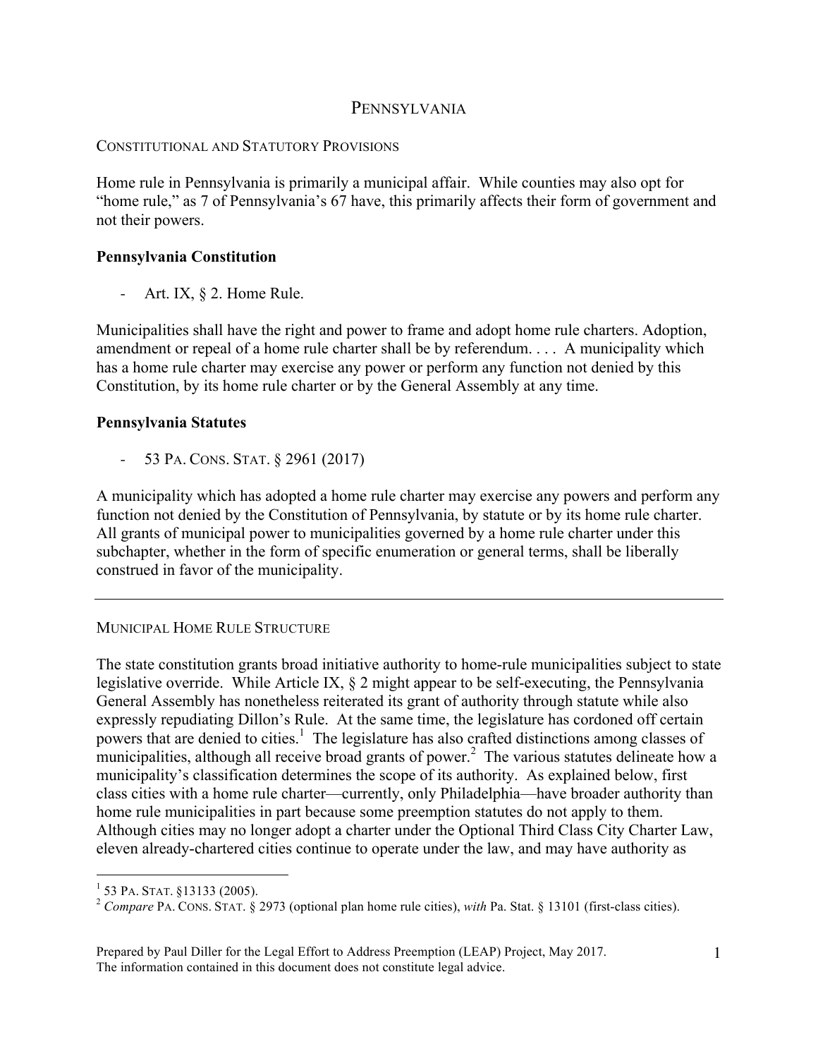# PENNSYLVANIA

## CONSTITUTIONAL AND STATUTORY PROVISIONS

Home rule in Pennsylvania is primarily a municipal affair. While counties may also opt for "home rule," as 7 of Pennsylvania's 67 have, this primarily affects their form of government and not their powers.

### Pennsylvania Constitution

- Art. IX, § 2. Home Rule.

Municipalities shall have the right and power to frame and adopt home rule charters. Adoption, amendment or repeal of a home rule charter shall be by referendum. . . . A municipality which has a home rule charter may exercise any power or perform any function not denied by this Constitution, by its home rule charter or by the General Assembly at any time.

### Pennsylvania Statutes

- 53 PA. CONS. STAT. § 2961 (2017)

A municipality which has adopted a home rule charter may exercise any powers and perform any function not denied by the Constitution of Pennsylvania, by statute or by its home rule charter. All grants of municipal power to municipalities governed by a home rule charter under this subchapter, whether in the form of specific enumeration or general terms, shall be liberally construed in favor of the municipality.

---

## MUNICIPAL HOME RULE STRUCTURE

The state constitution grants broad initiative authority to home-rule municipalities subject to state legislative override. While Article IX, § 2 might appear to be self-executing, the Pennsylvania General Assembly has nonetheless reiterated its grant of authority through statute while also expressly repudiating Dillon's Rule. At the same time, the legislature has cordoned off certain powers that are denied to cities.[1] The legislature has also crafted distinctions among classes of municipalities, although all receive broad grants of power.[2] The various statutes delineate how a municipality's classification determines the scope of its authority. As explained below, first class cities with a home rule charter—currently, only Philadelphia—have broader authority than home rule municipalities in part because some preemption statutes do not apply to them. Although cities may no longer adopt a charter under the Optional Third Class City Charter Law, eleven already-chartered cities continue to operate under the law, and may have authority as

[1] 53 PA. STAT. §13133 (2005).

[2] *Compare* PA. CONS. STAT. § 2973 (optional plan home rule cities), *with* Pa. Stat. § 13101 (first-class cities).

Prepared by Paul Diller for the Legal Effort to Address Preemption (LEAP) Project, May 2017.
The information contained in this document does not constitute legal advice.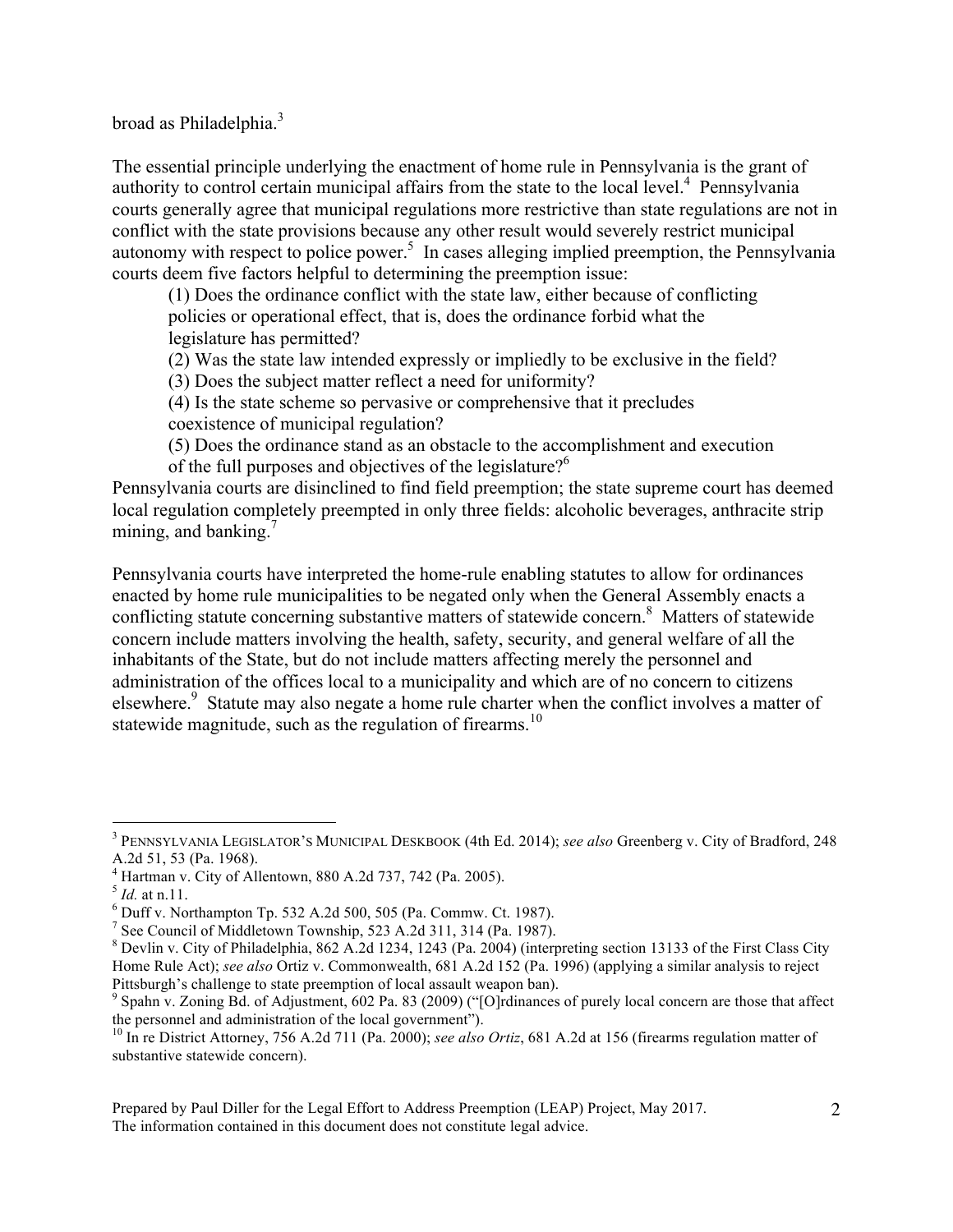broad as Philadelphia.[3]

The essential principle underlying the enactment of home rule in Pennsylvania is the grant of authority to control certain municipal affairs from the state to the local level.[4] Pennsylvania courts generally agree that municipal regulations more restrictive than state regulations are not in conflict with the state provisions because any other result would severely restrict municipal autonomy with respect to police power.[5] In cases alleging implied preemption, the Pennsylvania courts deem five factors helpful to determining the preemption issue:

> (1) Does the ordinance conflict with the state law, either because of conflicting policies or operational effect, that is, does the ordinance forbid what the legislature has permitted?
> (2) Was the state law intended expressly or impliedly to be exclusive in the field?
> (3) Does the subject matter reflect a need for uniformity?
> (4) Is the state scheme so pervasive or comprehensive that it precludes coexistence of municipal regulation?
> (5) Does the ordinance stand as an obstacle to the accomplishment and execution of the full purposes and objectives of the legislature?[6]

Pennsylvania courts are disinclined to find field preemption; the state supreme court has deemed local regulation completely preempted in only three fields: alcoholic beverages, anthracite strip mining, and banking.[7]

Pennsylvania courts have interpreted the home-rule enabling statutes to allow for ordinances enacted by home rule municipalities to be negated only when the General Assembly enacts a conflicting statute concerning substantive matters of statewide concern.[8] Matters of statewide concern include matters involving the health, safety, security, and general welfare of all the inhabitants of the State, but do not include matters affecting merely the personnel and administration of the offices local to a municipality and which are of no concern to citizens elsewhere.[9] Statute may also negate a home rule charter when the conflict involves a matter of statewide magnitude, such as the regulation of firearms.[10]

---

[3] PENNSYLVANIA LEGISLATOR'S MUNICIPAL DESKBOOK (4th Ed. 2014); *see also* Greenberg v. City of Bradford, 248 A.2d 51, 53 (Pa. 1968).

[4] Hartman v. City of Allentown, 880 A.2d 737, 742 (Pa. 2005).

[5] *Id.* at n.11.

[6] Duff v. Northampton Tp. 532 A.2d 500, 505 (Pa. Commw. Ct. 1987).

[7] See Council of Middletown Township, 523 A.2d 311, 314 (Pa. 1987).

[8] Devlin v. City of Philadelphia, 862 A.2d 1234, 1243 (Pa. 2004) (interpreting section 13133 of the First Class City Home Rule Act); *see also* Ortiz v. Commonwealth, 681 A.2d 152 (Pa. 1996) (applying a similar analysis to reject Pittsburgh's challenge to state preemption of local assault weapon ban).

[9] Spahn v. Zoning Bd. of Adjustment, 602 Pa. 83 (2009) ("[O]rdinances of purely local concern are those that affect the personnel and administration of the local government").

[10] In re District Attorney, 756 A.2d 711 (Pa. 2000); *see also Ortiz*, 681 A.2d at 156 (firearms regulation matter of substantive statewide concern).

Prepared by Paul Diller for the Legal Effort to Address Preemption (LEAP) Project, May 2017.
The information contained in this document does not constitute legal advice.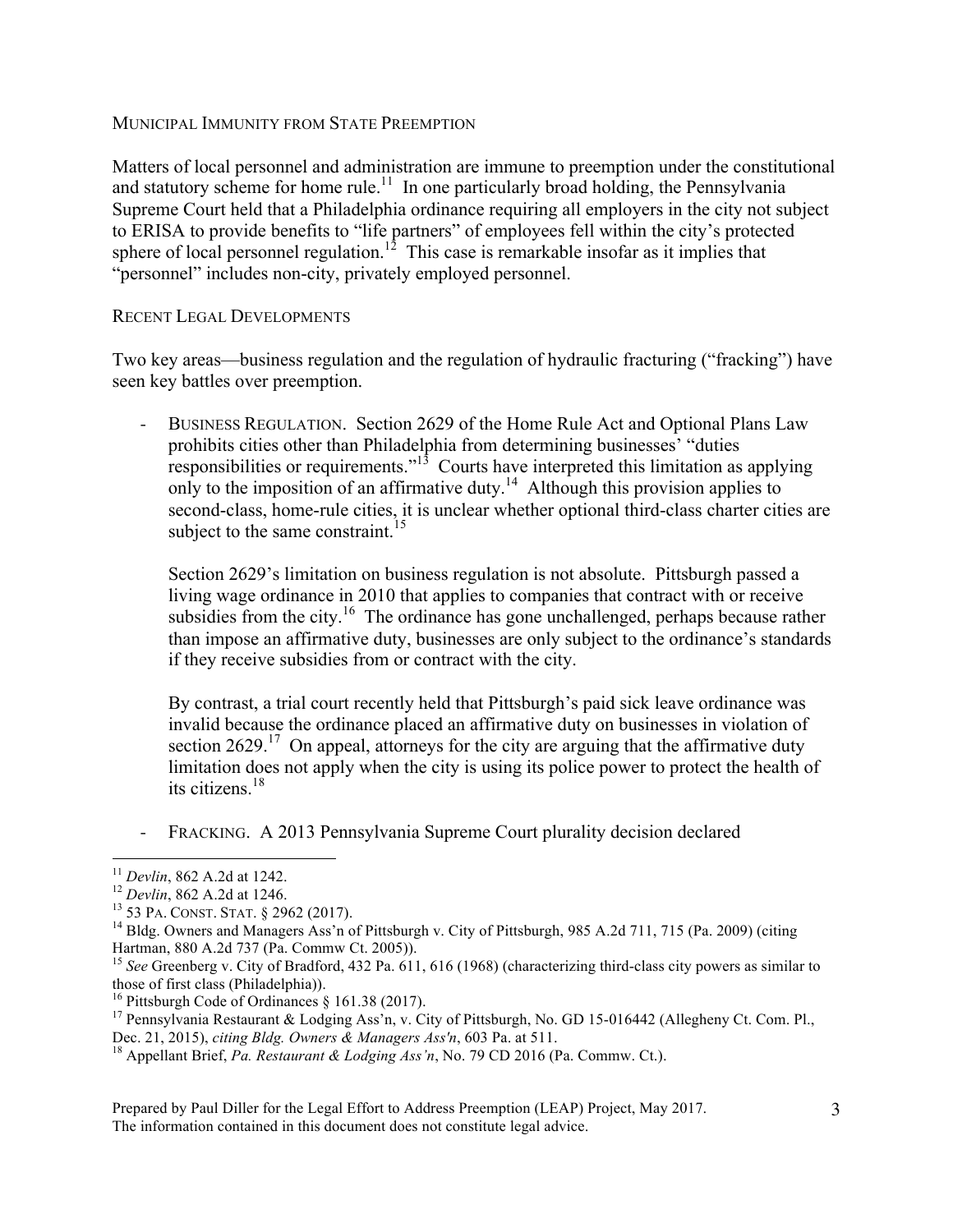## Municipal Immunity from State Preemption

Matters of local personnel and administration are immune to preemption under the constitutional and statutory scheme for home rule.[11] In one particularly broad holding, the Pennsylvania Supreme Court held that a Philadelphia ordinance requiring all employers in the city not subject to ERISA to provide benefits to "life partners" of employees fell within the city's protected sphere of local personnel regulation.[12] This case is remarkable insofar as it implies that "personnel" includes non-city, privately employed personnel.

## Recent Legal Developments

Two key areas—business regulation and the regulation of hydraulic fracturing ("fracking") have seen key battles over preemption.

- Business Regulation. Section 2629 of the Home Rule Act and Optional Plans Law prohibits cities other than Philadelphia from determining businesses' "duties responsibilities or requirements."[13] Courts have interpreted this limitation as applying only to the imposition of an affirmative duty.[14] Although this provision applies to second-class, home-rule cities, it is unclear whether optional third-class charter cities are subject to the same constraint.[15]

  Section 2629's limitation on business regulation is not absolute. Pittsburgh passed a living wage ordinance in 2010 that applies to companies that contract with or receive subsidies from the city.[16] The ordinance has gone unchallenged, perhaps because rather than impose an affirmative duty, businesses are only subject to the ordinance's standards if they receive subsidies from or contract with the city.

  By contrast, a trial court recently held that Pittsburgh's paid sick leave ordinance was invalid because the ordinance placed an affirmative duty on businesses in violation of section 2629.[17] On appeal, attorneys for the city are arguing that the affirmative duty limitation does not apply when the city is using its police power to protect the health of its citizens.[18]

- Fracking. A 2013 Pennsylvania Supreme Court plurality decision declared

---

[11] *Devlin*, 862 A.2d at 1242.

[12] *Devlin*, 862 A.2d at 1246.

[13] 53 Pa. Const. Stat. § 2962 (2017).

[14] Bldg. Owners and Managers Ass'n of Pittsburgh v. City of Pittsburgh, 985 A.2d 711, 715 (Pa. 2009) (citing Hartman, 880 A.2d 737 (Pa. Commw Ct. 2005)).

[15] *See* Greenberg v. City of Bradford, 432 Pa. 611, 616 (1968) (characterizing third-class city powers as similar to those of first class (Philadelphia)).

[16] Pittsburgh Code of Ordinances § 161.38 (2017).

[17] Pennsylvania Restaurant & Lodging Ass'n, v. City of Pittsburgh, No. GD 15-016442 (Allegheny Ct. Com. Pl., Dec. 21, 2015), *citing Bldg. Owners & Managers Ass'n*, 603 Pa. at 511.

[18] Appellant Brief, *Pa. Restaurant & Lodging Ass'n*, No. 79 CD 2016 (Pa. Commw. Ct.).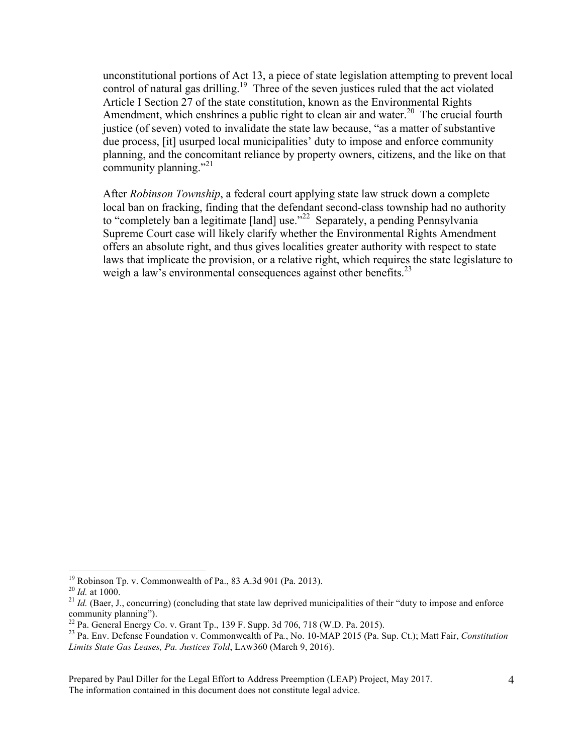unconstitutional portions of Act 13, a piece of state legislation attempting to prevent local control of natural gas drilling.[19] Three of the seven justices ruled that the act violated Article I Section 27 of the state constitution, known as the Environmental Rights Amendment, which enshrines a public right to clean air and water.[20] The crucial fourth justice (of seven) voted to invalidate the state law because, "as a matter of substantive due process, [it] usurped local municipalities' duty to impose and enforce community planning, and the concomitant reliance by property owners, citizens, and the like on that community planning."[21]

After *Robinson Township*, a federal court applying state law struck down a complete local ban on fracking, finding that the defendant second-class township had no authority to "completely ban a legitimate [land] use."[22] Separately, a pending Pennsylvania Supreme Court case will likely clarify whether the Environmental Rights Amendment offers an absolute right, and thus gives localities greater authority with respect to state laws that implicate the provision, or a relative right, which requires the state legislature to weigh a law's environmental consequences against other benefits.[23]

---

[19] Robinson Tp. v. Commonwealth of Pa., 83 A.3d 901 (Pa. 2013).

[20] *Id.* at 1000.

[21] *Id.* (Baer, J., concurring) (concluding that state law deprived municipalities of their "duty to impose and enforce community planning").

[22] Pa. General Energy Co. v. Grant Tp., 139 F. Supp. 3d 706, 718 (W.D. Pa. 2015).

[23] Pa. Env. Defense Foundation v. Commonwealth of Pa., No. 10-MAP 2015 (Pa. Sup. Ct.); Matt Fair, *Constitution Limits State Gas Leases, Pa. Justices Told*, LAW360 (March 9, 2016).

Prepared by Paul Diller for the Legal Effort to Address Preemption (LEAP) Project, May 2017.
The information contained in this document does not constitute legal advice.